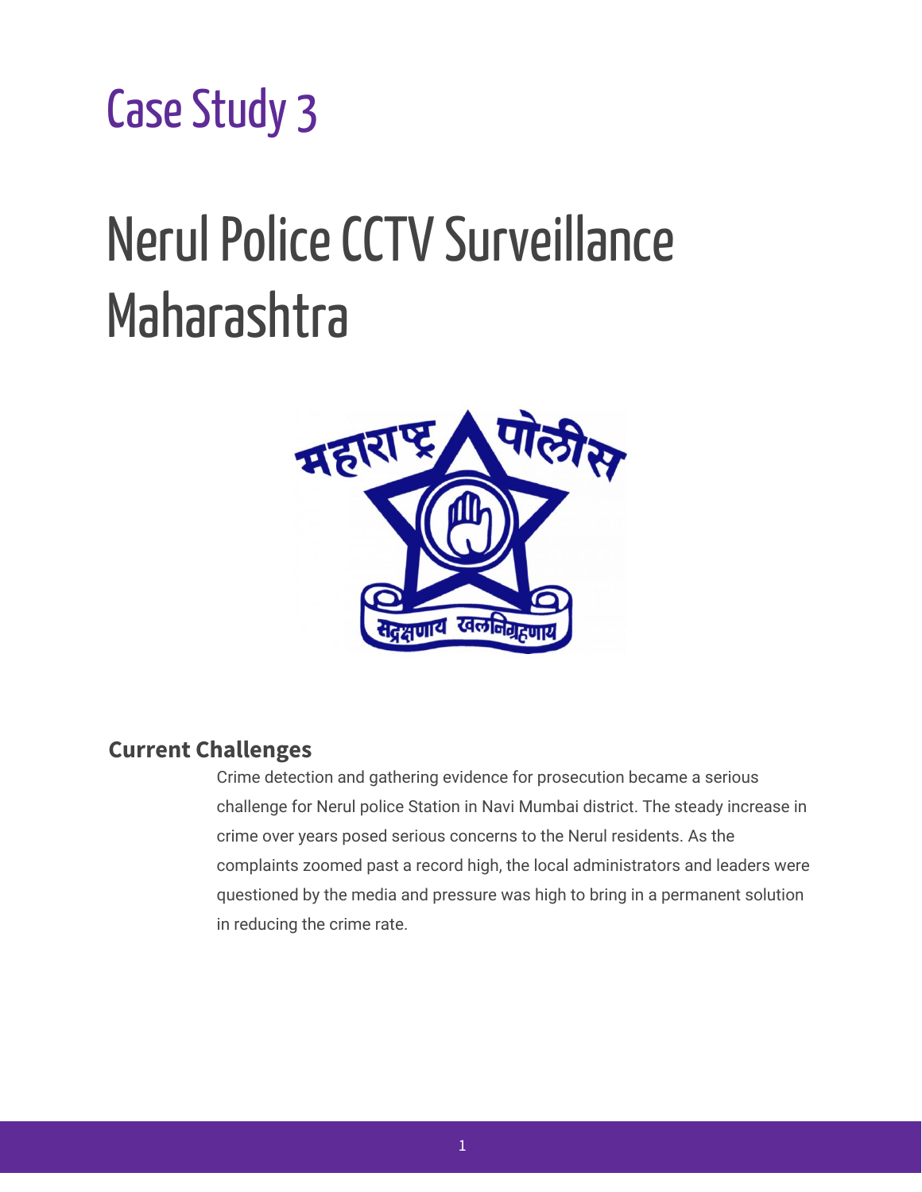# Case Study 3

# Nerul Police CCTV Surveillance Maharashtra

## Current Challenges

Crime detection and gathering evidence for prosecution became a serious challenge for Nerul police Station in Navi Mumbai district. The steady increase in crime over years posed serious concerns to the Nerul residents. As the complaints zoomed past a record high, the local administrators and leaders were questioned by the media and pressure was high to bring in a permanent solution in reducing the crime rate.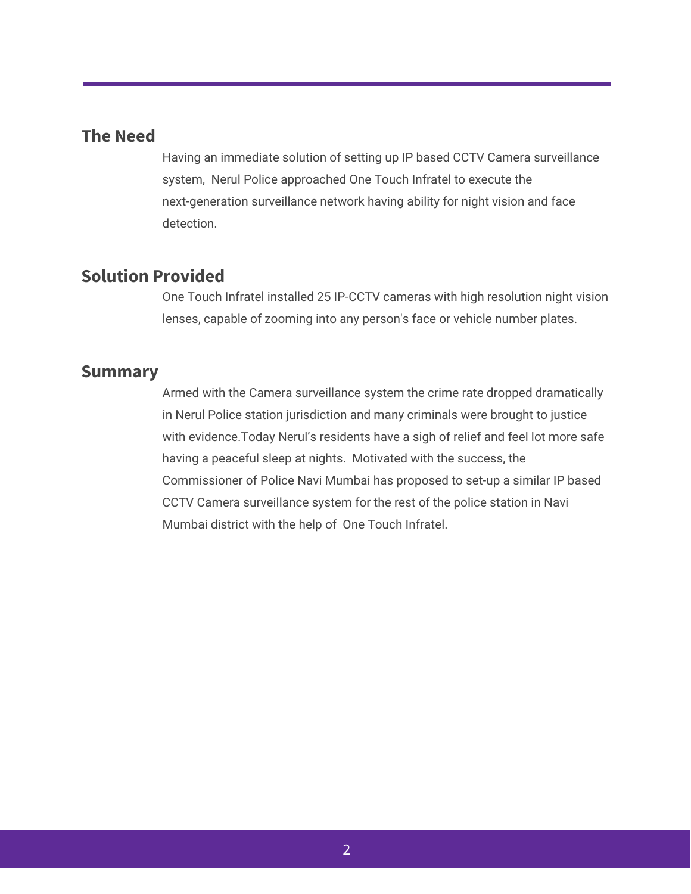## The Need

Having an immediate solution of setting up IP based CCTV Camera surveillance system, Nerul Police approached One Touch Infratel to execute the next-generation surveillance network having ability for night vision and face detection.

## Solution Provided

One Touch Infratel installed 25 IP-CCTV cameras with high resolution night vision lenses, capable of zooming into any person's face or vehicle number plates.

## Summary

Armed with the Camera surveillance system the crime rate dropped dramatically in Nerul Police station jurisdiction and many criminals were brought to justice with evidence.Today Nerul's residents have a sigh of relief and feel lot more safe having a peaceful sleep at nights. Motivated with the success, the Commissioner of Police Navi Mumbai has proposed to set-up a similar IP based CCTV Camera surveillance system for the rest of the police station in Navi Mumbai district with the help of One Touch Infratel.